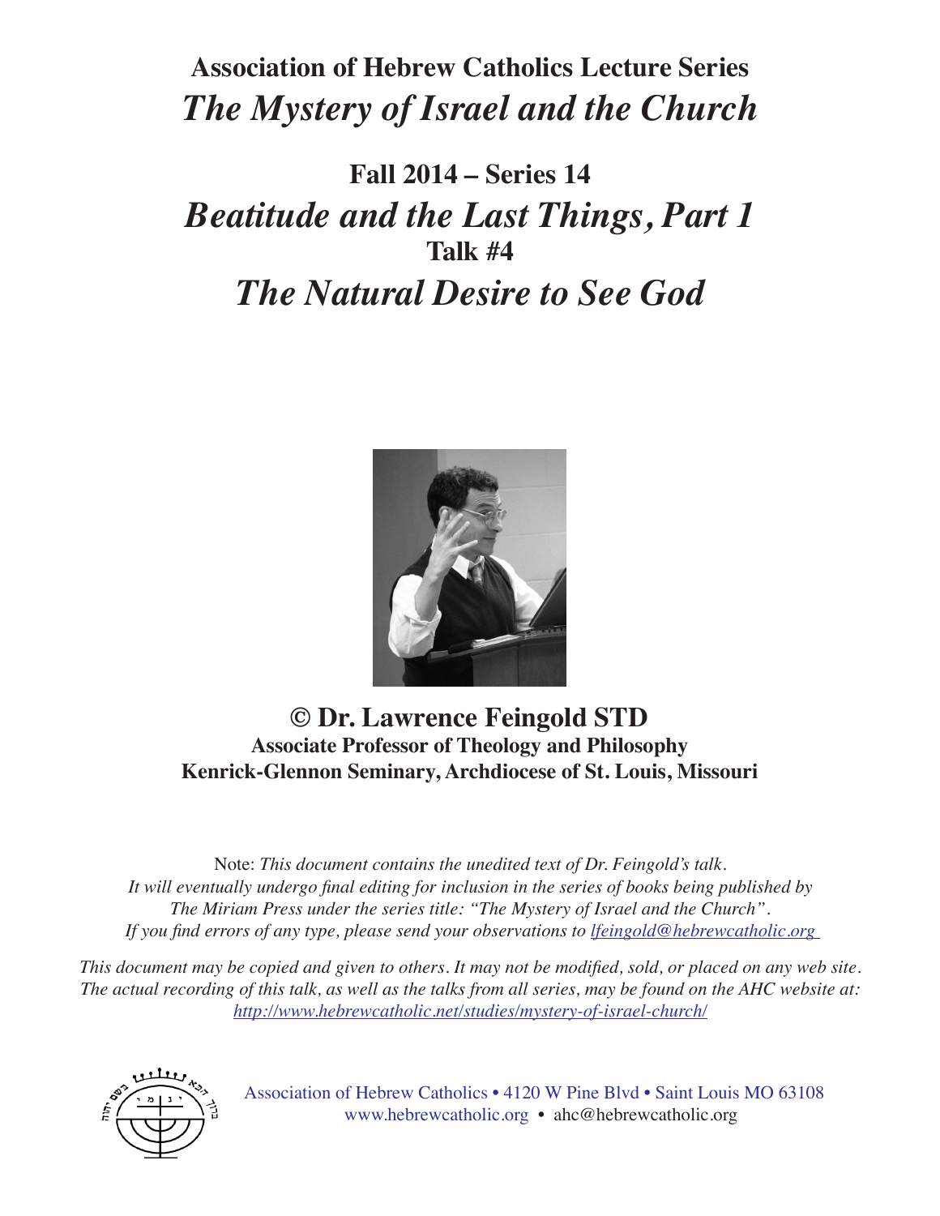# Association of Hebrew Catholics Lecture Series
# *The Mystery of Israel and the Church*

## Fall 2014 – Series 14
## *Beatitude and the Last Things, Part 1*
### Talk #4
## *The Natural Desire to See God*

**© Dr. Lawrence Feingold STD**
**Associate Professor of Theology and Philosophy**
**Kenrick-Glennon Seminary, Archdiocese of St. Louis, Missouri**

Note: *This document contains the unedited text of Dr. Feingold's talk. It will eventually undergo final editing for inclusion in the series of books being published by The Miriam Press under the series title: "The Mystery of Israel and the Church". If you find errors of any type, please send your observations to* lfeingold@hebrewcatholic.org

*This document may be copied and given to others. It may not be modified, sold, or placed on any web site. The actual recording of this talk, as well as the talks from all series, may be found on the AHC website at:* http://www.hebrewcatholic.net/studies/mystery-of-israel-church/

Association of Hebrew Catholics • 4120 W Pine Blvd • Saint Louis MO 63108
www.hebrewcatholic.org • ahc@hebrewcatholic.org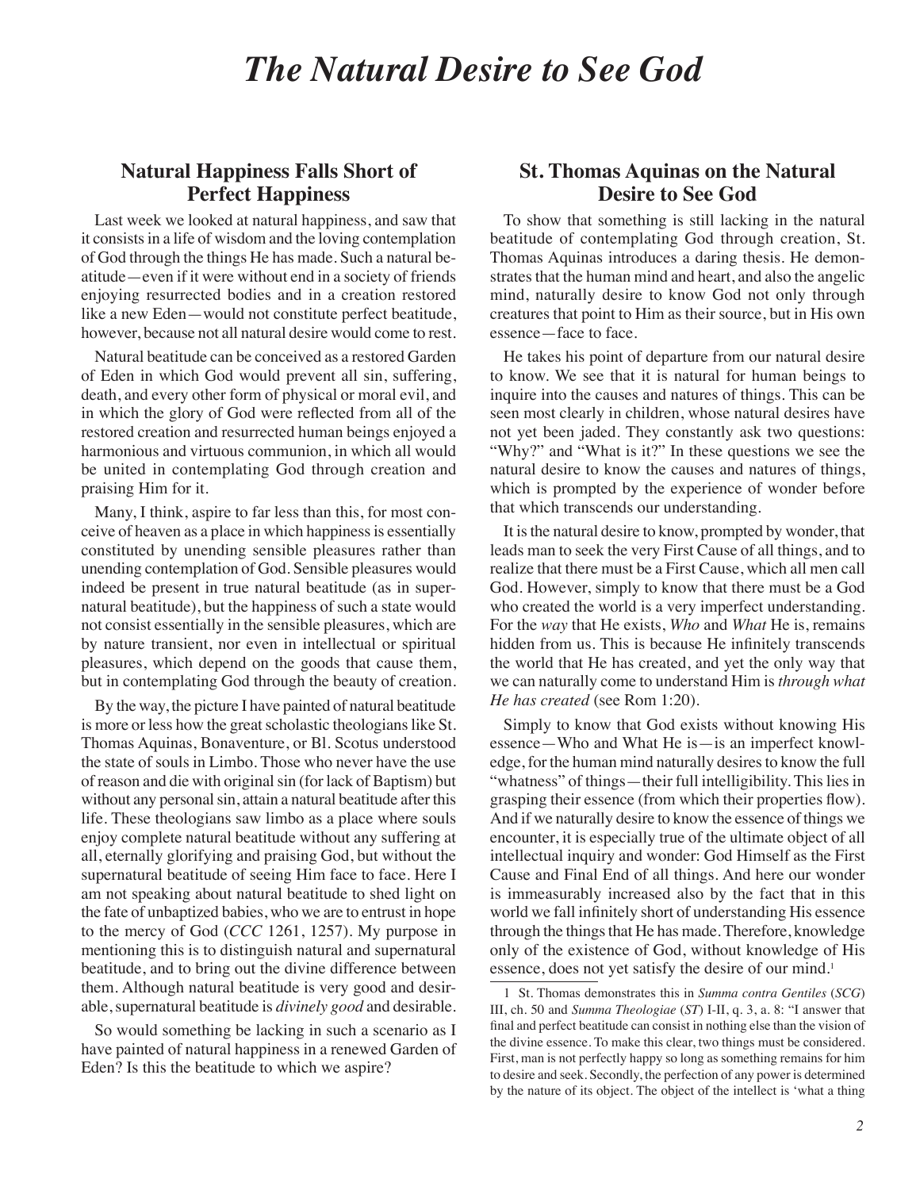# The Natural Desire to See God

## Natural Happiness Falls Short of Perfect Happiness

Last week we looked at natural happiness, and saw that it consists in a life of wisdom and the loving contemplation of God through the things He has made. Such a natural beatitude—even if it were without end in a society of friends enjoying resurrected bodies and in a creation restored like a new Eden—would not constitute perfect beatitude, however, because not all natural desire would come to rest.

Natural beatitude can be conceived as a restored Garden of Eden in which God would prevent all sin, suffering, death, and every other form of physical or moral evil, and in which the glory of God were reflected from all of the restored creation and resurrected human beings enjoyed a harmonious and virtuous communion, in which all would be united in contemplating God through creation and praising Him for it.

Many, I think, aspire to far less than this, for most conceive of heaven as a place in which happiness is essentially constituted by unending sensible pleasures rather than unending contemplation of God. Sensible pleasures would indeed be present in true natural beatitude (as in supernatural beatitude), but the happiness of such a state would not consist essentially in the sensible pleasures, which are by nature transient, nor even in intellectual or spiritual pleasures, which depend on the goods that cause them, but in contemplating God through the beauty of creation.

By the way, the picture I have painted of natural beatitude is more or less how the great scholastic theologians like St. Thomas Aquinas, Bonaventure, or Bl. Scotus understood the state of souls in Limbo. Those who never have the use of reason and die with original sin (for lack of Baptism) but without any personal sin, attain a natural beatitude after this life. These theologians saw limbo as a place where souls enjoy complete natural beatitude without any suffering at all, eternally glorifying and praising God, but without the supernatural beatitude of seeing Him face to face. Here I am not speaking about natural beatitude to shed light on the fate of unbaptized babies, who we are to entrust in hope to the mercy of God (*CCC* 1261, 1257). My purpose in mentioning this is to distinguish natural and supernatural beatitude, and to bring out the divine difference between them. Although natural beatitude is very good and desirable, supernatural beatitude is *divinely good* and desirable.

So would something be lacking in such a scenario as I have painted of natural happiness in a renewed Garden of Eden? Is this the beatitude to which we aspire?

## St. Thomas Aquinas on the Natural Desire to See God

To show that something is still lacking in the natural beatitude of contemplating God through creation, St. Thomas Aquinas introduces a daring thesis. He demonstrates that the human mind and heart, and also the angelic mind, naturally desire to know God not only through creatures that point to Him as their source, but in His own essence—face to face.

He takes his point of departure from our natural desire to know. We see that it is natural for human beings to inquire into the causes and natures of things. This can be seen most clearly in children, whose natural desires have not yet been jaded. They constantly ask two questions: "Why?" and "What is it?" In these questions we see the natural desire to know the causes and natures of things, which is prompted by the experience of wonder before that which transcends our understanding.

It is the natural desire to know, prompted by wonder, that leads man to seek the very First Cause of all things, and to realize that there must be a First Cause, which all men call God. However, simply to know that there must be a God who created the world is a very imperfect understanding. For the *way* that He exists, *Who* and *What* He is, remains hidden from us. This is because He infinitely transcends the world that He has created, and yet the only way that we can naturally come to understand Him is *through what He has created* (see Rom 1:20).

Simply to know that God exists without knowing His essence—Who and What He is—is an imperfect knowledge, for the human mind naturally desires to know the full "whatness" of things—their full intelligibility. This lies in grasping their essence (from which their properties flow). And if we naturally desire to know the essence of things we encounter, it is especially true of the ultimate object of all intellectual inquiry and wonder: God Himself as the First Cause and Final End of all things. And here our wonder is immeasurably increased also by the fact that in this world we fall infinitely short of understanding His essence through the things that He has made. Therefore, knowledge only of the existence of God, without knowledge of His essence, does not yet satisfy the desire of our mind.[1]

[1] St. Thomas demonstrates this in *Summa contra Gentiles* (*SCG*) III, ch. 50 and *Summa Theologiae* (*ST*) I-II, q. 3, a. 8: "I answer that final and perfect beatitude can consist in nothing else than the vision of the divine essence. To make this clear, two things must be considered. First, man is not perfectly happy so long as something remains for him to desire and seek. Secondly, the perfection of any power is determined by the nature of its object. The object of the intellect is 'what a thing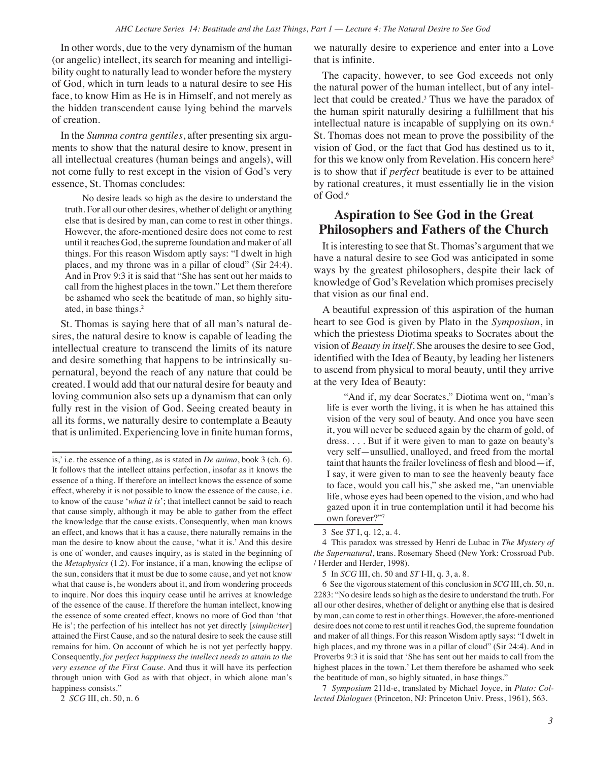In other words, due to the very dynamism of the human (or angelic) intellect, its search for meaning and intelligibility ought to naturally lead to wonder before the mystery of God, which in turn leads to a natural desire to see His face, to know Him as He is in Himself, and not merely as the hidden transcendent cause lying behind the marvels of creation.

In the *Summa contra gentiles*, after presenting six arguments to show that the natural desire to know, present in all intellectual creatures (human beings and angels), will not come fully to rest except in the vision of God's very essence, St. Thomas concludes:

> No desire leads so high as the desire to understand the truth. For all our other desires, whether of delight or anything else that is desired by man, can come to rest in other things. However, the afore-mentioned desire does not come to rest until it reaches God, the supreme foundation and maker of all things. For this reason Wisdom aptly says: "I dwelt in high places, and my throne was in a pillar of cloud" (Sir 24:4). And in Prov 9:3 it is said that "She has sent out her maids to call from the highest places in the town." Let them therefore be ashamed who seek the beatitude of man, so highly situated, in base things.[2]

St. Thomas is saying here that of all man's natural desires, the natural desire to know is capable of leading the intellectual creature to transcend the limits of its nature and desire something that happens to be intrinsically supernatural, beyond the reach of any nature that could be created. I would add that our natural desire for beauty and loving communion also sets up a dynamism that can only fully rest in the vision of God. Seeing created beauty in all its forms, we naturally desire to contemplate a Beauty that is unlimited. Experiencing love in finite human forms, we naturally desire to experience and enter into a Love that is infinite.

The capacity, however, to see God exceeds not only the natural power of the human intellect, but of any intellect that could be created.[3] Thus we have the paradox of the human spirit naturally desiring a fulfillment that his intellectual nature is incapable of supplying on its own.[4] St. Thomas does not mean to prove the possibility of the vision of God, or the fact that God has destined us to it, for this we know only from Revelation. His concern here[5] is to show that if *perfect* beatitude is ever to be attained by rational creatures, it must essentially lie in the vision of God.[6]

## Aspiration to See God in the Great Philosophers and Fathers of the Church

It is interesting to see that St. Thomas's argument that we have a natural desire to see God was anticipated in some ways by the greatest philosophers, despite their lack of knowledge of God's Revelation which promises precisely that vision as our final end.

A beautiful expression of this aspiration of the human heart to see God is given by Plato in the *Symposium*, in which the priestess Diotima speaks to Socrates about the vision of *Beauty in itself*. She arouses the desire to see God, identified with the Idea of Beauty, by leading her listeners to ascend from physical to moral beauty, until they arrive at the very Idea of Beauty:

> "And if, my dear Socrates," Diotima went on, "man's life is ever worth the living, it is when he has attained this vision of the very soul of beauty. And once you have seen it, you will never be seduced again by the charm of gold, of dress. . . . But if it were given to man to gaze on beauty's very self—unsullied, unalloyed, and freed from the mortal taint that haunts the frailer loveliness of flesh and blood—if, I say, it were given to man to see the heavenly beauty face to face, would you call his," she asked me, "an unenviable life, whose eyes had been opened to the vision, and who had gazed upon it in true contemplation until it had become his own forever?"[7]

---

is,' i.e. the essence of a thing, as is stated in *De anima*, book 3 (ch. 6). It follows that the intellect attains perfection, insofar as it knows the essence of a thing. If therefore an intellect knows the essence of some effect, whereby it is not possible to know the essence of the cause, i.e. to know of the cause '*what it is*'; that intellect cannot be said to reach that cause simply, although it may be able to gather from the effect the knowledge that the cause exists. Consequently, when man knows an effect, and knows that it has a cause, there naturally remains in the man the desire to know about the cause, 'what it is.' And this desire is one of wonder, and causes inquiry, as is stated in the beginning of the *Metaphysics* (1.2). For instance, if a man, knowing the eclipse of the sun, considers that it must be due to some cause, and yet not know what that cause is, he wonders about it, and from wondering proceeds to inquire. Nor does this inquiry cease until he arrives at knowledge of the essence of the cause. If therefore the human intellect, knowing the essence of some created effect, knows no more of God than 'that He is'; the perfection of his intellect has not yet directly [*simpliciter*] attained the First Cause, and so the natural desire to seek the cause still remains for him. On account of which he is not yet perfectly happy. Consequently, *for perfect happiness the intellect needs to attain to the very essence of the First Cause*. And thus it will have its perfection through union with God as with that object, in which alone man's happiness consists."

2 *SCG* III, ch. 50, n. 6

3 See *ST* I, q. 12, a. 4.

4 This paradox was stressed by Henri de Lubac in *The Mystery of the Supernatural*, trans. Rosemary Sheed (New York: Crossroad Pub. / Herder and Herder, 1998).

5 In *SCG* III, ch. 50 and *ST* I-II, q. 3, a. 8.

6 See the vigorous statement of this conclusion in *SCG* III, ch. 50, n. 2283: "No desire leads so high as the desire to understand the truth. For all our other desires, whether of delight or anything else that is desired by man, can come to rest in other things. However, the afore-mentioned desire does not come to rest until it reaches God, the supreme foundation and maker of all things. For this reason Wisdom aptly says: "I dwelt in high places, and my throne was in a pillar of cloud" (Sir 24:4). And in Proverbs 9:3 it is said that 'She has sent out her maids to call from the highest places in the town.' Let them therefore be ashamed who seek the beatitude of man, so highly situated, in base things."

7 *Symposium* 211d-e, translated by Michael Joyce, in *Plato: Collected Dialogues* (Princeton, NJ: Princeton Univ. Press, 1961), 563.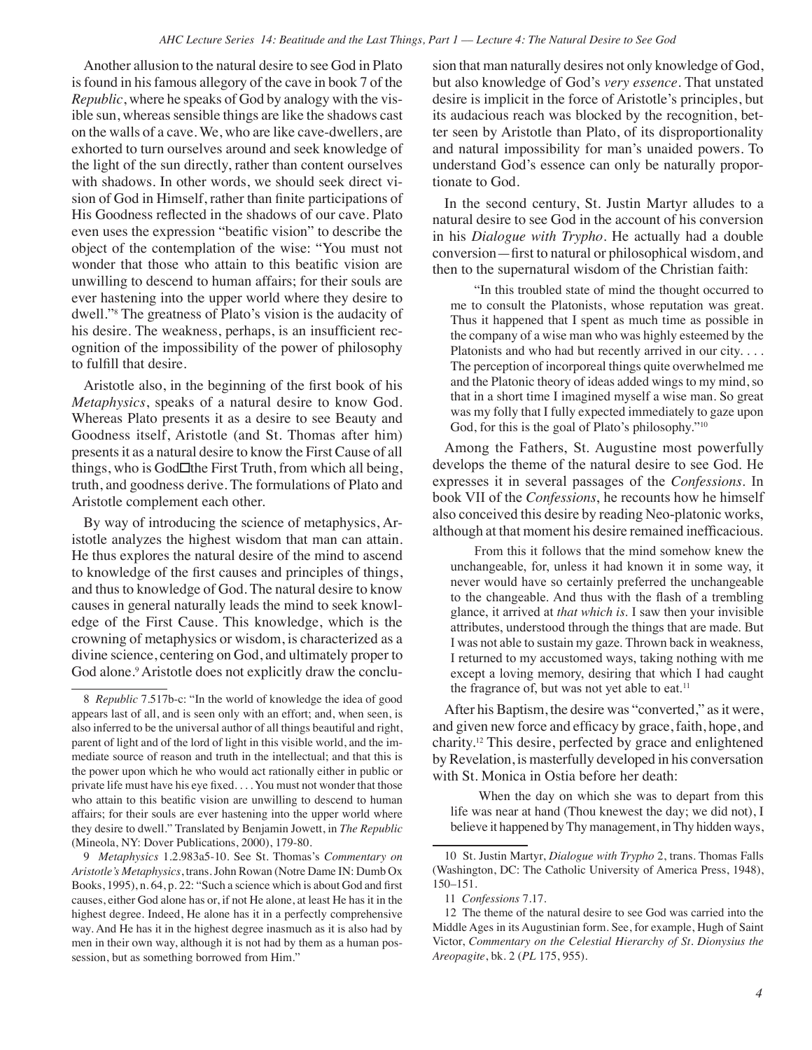Another allusion to the natural desire to see God in Plato is found in his famous allegory of the cave in book 7 of the *Republic*, where he speaks of God by analogy with the visible sun, whereas sensible things are like the shadows cast on the walls of a cave. We, who are like cave-dwellers, are exhorted to turn ourselves around and seek knowledge of the light of the sun directly, rather than content ourselves with shadows. In other words, we should seek direct vision of God in Himself, rather than finite participations of His Goodness reflected in the shadows of our cave. Plato even uses the expression "beatific vision" to describe the object of the contemplation of the wise: "You must not wonder that those who attain to this beatific vision are unwilling to descend to human affairs; for their souls are ever hastening into the upper world where they desire to dwell."[8] The greatness of Plato's vision is the audacity of his desire. The weakness, perhaps, is an insufficient recognition of the impossibility of the power of philosophy to fulfill that desire.

Aristotle also, in the beginning of the first book of his *Metaphysics*, speaks of a natural desire to know God. Whereas Plato presents it as a desire to see Beauty and Goodness itself, Aristotle (and St. Thomas after him) presents it as a natural desire to know the First Cause of all things, who is God—the First Truth, from which all being, truth, and goodness derive. The formulations of Plato and Aristotle complement each other.

By way of introducing the science of metaphysics, Aristotle analyzes the highest wisdom that man can attain. He thus explores the natural desire of the mind to ascend to knowledge of the first causes and principles of things, and thus to knowledge of God. The natural desire to know causes in general naturally leads the mind to seek knowledge of the First Cause. This knowledge, which is the crowning of metaphysics or wisdom, is characterized as a divine science, centering on God, and ultimately proper to God alone.[9] Aristotle does not explicitly draw the conclusion that man naturally desires not only knowledge of God, but also knowledge of God's *very essence*. That unstated desire is implicit in the force of Aristotle's principles, but its audacious reach was blocked by the recognition, better seen by Aristotle than Plato, of its disproportionality and natural impossibility for man's unaided powers. To understand God's essence can only be naturally proportionate to God.

In the second century, St. Justin Martyr alludes to a natural desire to see God in the account of his conversion in his *Dialogue with Trypho*. He actually had a double conversion—first to natural or philosophical wisdom, and then to the supernatural wisdom of the Christian faith:

> "In this troubled state of mind the thought occurred to me to consult the Platonists, whose reputation was great. Thus it happened that I spent as much time as possible in the company of a wise man who was highly esteemed by the Platonists and who had but recently arrived in our city. . . . The perception of incorporeal things quite overwhelmed me and the Platonic theory of ideas added wings to my mind, so that in a short time I imagined myself a wise man. So great was my folly that I fully expected immediately to gaze upon God, for this is the goal of Plato's philosophy."[10]

Among the Fathers, St. Augustine most powerfully develops the theme of the natural desire to see God. He expresses it in several passages of the *Confessions*. In book VII of the *Confessions*, he recounts how he himself also conceived this desire by reading Neo-platonic works, although at that moment his desire remained inefficacious.

> From this it follows that the mind somehow knew the unchangeable, for, unless it had known it in some way, it never would have so certainly preferred the unchangeable to the changeable. And thus with the flash of a trembling glance, it arrived at *that which is*. I saw then your invisible attributes, understood through the things that are made. But I was not able to sustain my gaze. Thrown back in weakness, I returned to my accustomed ways, taking nothing with me except a loving memory, desiring that which I had caught the fragrance of, but was not yet able to eat.[11]

After his Baptism, the desire was "converted," as it were, and given new force and efficacy by grace, faith, hope, and charity.[12] This desire, perfected by grace and enlightened by Revelation, is masterfully developed in his conversation with St. Monica in Ostia before her death:

> When the day on which she was to depart from this life was near at hand (Thou knewest the day; we did not), I believe it happened by Thy management, in Thy hidden ways,

---

8 *Republic* 7.517b-c: "In the world of knowledge the idea of good appears last of all, and is seen only with an effort; and, when seen, is also inferred to be the universal author of all things beautiful and right, parent of light and of the lord of light in this visible world, and the immediate source of reason and truth in the intellectual; and that this is the power upon which he who would act rationally either in public or private life must have his eye fixed. . . . You must not wonder that those who attain to this beatific vision are unwilling to descend to human affairs; for their souls are ever hastening into the upper world where they desire to dwell." Translated by Benjamin Jowett, in *The Republic* (Mineola, NY: Dover Publications, 2000), 179-80.

9 *Metaphysics* 1.2.983a5-10. See St. Thomas's *Commentary on Aristotle's Metaphysics*, trans. John Rowan (Notre Dame IN: Dumb Ox Books, 1995), n. 64, p. 22: "Such a science which is about God and first causes, either God alone has or, if not He alone, at least He has it in the highest degree. Indeed, He alone has it in a perfectly comprehensive way. And He has it in the highest degree inasmuch as it is also had by men in their own way, although it is not had by them as a human possession, but as something borrowed from Him."

10 St. Justin Martyr, *Dialogue with Trypho* 2, trans. Thomas Falls (Washington, DC: The Catholic University of America Press, 1948), 150–151.

11 *Confessions* 7.17.

12 The theme of the natural desire to see God was carried into the Middle Ages in its Augustinian form. See, for example, Hugh of Saint Victor, *Commentary on the Celestial Hierarchy of St. Dionysius the Areopagite*, bk. 2 (*PL* 175, 955).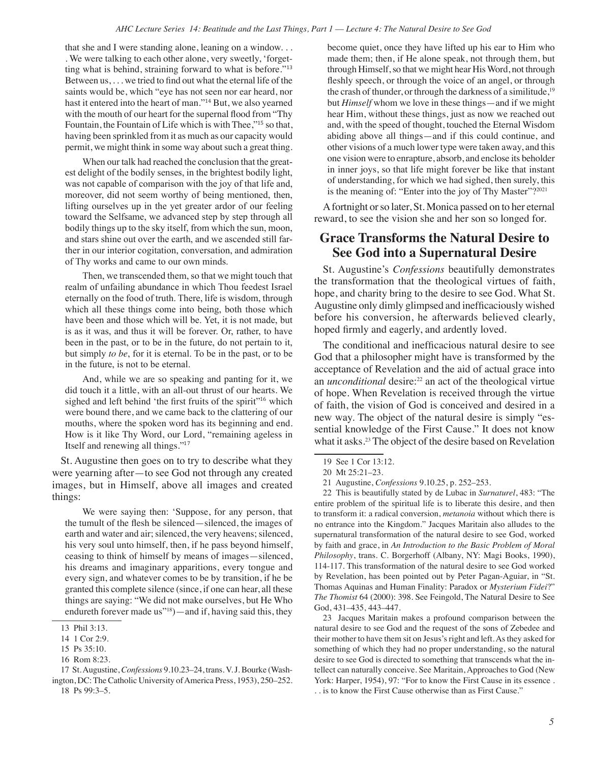that she and I were standing alone, leaning on a window. . . . We were talking to each other alone, very sweetly, 'forgetting what is behind, straining forward to what is before."[13] Between us, . . . we tried to find out what the eternal life of the saints would be, which "eye has not seen nor ear heard, nor hast it entered into the heart of man."[14] But, we also yearned with the mouth of our heart for the supernal flood from "Thy Fountain, the Fountain of Life which is with Thee,"[15] so that, having been sprinkled from it as much as our capacity would permit, we might think in some way about such a great thing.

> When our talk had reached the conclusion that the greatest delight of the bodily senses, in the brightest bodily light, was not capable of comparison with the joy of that life and, moreover, did not seem worthy of being mentioned, then, lifting ourselves up in the yet greater ardor of our feeling toward the Selfsame, we advanced step by step through all bodily things up to the sky itself, from which the sun, moon, and stars shine out over the earth, and we ascended still farther in our interior cogitation, conversation, and admiration of Thy works and came to our own minds.
>
> Then, we transcended them, so that we might touch that realm of unfailing abundance in which Thou feedest Israel eternally on the food of truth. There, life is wisdom, through which all these things come into being, both those which have been and those which will be. Yet, it is not made, but is as it was, and thus it will be forever. Or, rather, to have been in the past, or to be in the future, do not pertain to it, but simply *to be*, for it is eternal. To be in the past, or to be in the future, is not to be eternal.
>
> And, while we are so speaking and panting for it, we did touch it a little, with an all-out thrust of our hearts. We sighed and left behind 'the first fruits of the spirit"[16] which were bound there, and we came back to the clattering of our mouths, where the spoken word has its beginning and end. How is it like Thy Word, our Lord, "remaining ageless in Itself and renewing all things."[17]

St. Augustine then goes on to try to describe what they were yearning after—to see God not through any created images, but in Himself, above all images and created things:

> We were saying then: 'Suppose, for any person, that the tumult of the flesh be silenced—silenced, the images of earth and water and air; silenced, the very heavens; silenced, his very soul unto himself, then, if he pass beyond himself, ceasing to think of himself by means of images—silenced, his dreams and imaginary apparitions, every tongue and every sign, and whatever comes to be by transition, if he be granted this complete silence (since, if one can hear, all these things are saying: "We did not make ourselves, but He Who endureth forever made us"[18])—and if, having said this, they become quiet, once they have lifted up his ear to Him who made them; then, if He alone speak, not through them, but through Himself, so that we might hear His Word, not through fleshly speech, or through the voice of an angel, or through the crash of thunder, or through the darkness of a similitude,[19] but *Himself* whom we love in these things—and if we might hear Him, without these things, just as now we reached out and, with the speed of thought, touched the Eternal Wisdom abiding above all things—and if this could continue, and other visions of a much lower type were taken away, and this one vision were to enrapture, absorb, and enclose its beholder in inner joys, so that life might forever be like that instant of understanding, for which we had sighed, then surely, this is the meaning of: "Enter into the joy of Thy Master"?[20][21]

A fortnight or so later, St. Monica passed on to her eternal reward, to see the vision she and her son so longed for.

## Grace Transforms the Natural Desire to See God into a Supernatural Desire

St. Augustine's *Confessions* beautifully demonstrates the transformation that the theological virtues of faith, hope, and charity bring to the desire to see God. What St. Augustine only dimly glimpsed and inefficaciously wished before his conversion, he afterwards believed clearly, hoped firmly and eagerly, and ardently loved.

The conditional and inefficacious natural desire to see God that a philosopher might have is transformed by the acceptance of Revelation and the aid of actual grace into an *unconditional* desire:[22] an act of the theological virtue of hope. When Revelation is received through the virtue of faith, the vision of God is conceived and desired in a new way. The object of the natural desire is simply "essential knowledge of the First Cause." It does not know what it asks.[23] The object of the desire based on Revelation

---

13 Phil 3:13.

14 1 Cor 2:9.

15 Ps 35:10.

16 Rom 8:23.

17 St. Augustine, *Confessions* 9.10.23–24, trans. V. J. Bourke (Washington, DC: The Catholic University of America Press, 1953), 250–252.

18 Ps 99:3–5.

19 See 1 Cor 13:12.

20 Mt 25:21–23.

21 Augustine, *Confessions* 9.10.25, p. 252–253.

22 This is beautifully stated by de Lubac in *Surnaturel*, 483: "The entire problem of the spiritual life is to liberate this desire, and then to transform it: a radical conversion, *metanoia* without which there is no entrance into the Kingdom." Jacques Maritain also alludes to the supernatural transformation of the natural desire to see God, worked by faith and grace, in *An Introduction to the Basic Problem of Moral Philosophy*, trans. C. Borgerhoff (Albany, NY: Magi Books, 1990), 114-117. This transformation of the natural desire to see God worked by Revelation, has been pointed out by Peter Pagan-Aguiar, in "St. Thomas Aquinas and Human Finality: Paradox or *Mysterium Fidei*?" *The Thomist* 64 (2000): 398. See Feingold, The Natural Desire to See God, 431–435, 443–447.

23 Jacques Maritain makes a profound comparison between the natural desire to see God and the request of the sons of Zebedee and their mother to have them sit on Jesus's right and left. As they asked for something of which they had no proper understanding, so the natural desire to see God is directed to something that transcends what the intellect can naturally conceive. See Maritain, Approaches to God (New York: Harper, 1954), 97: "For to know the First Cause in its essence . . . is to know the First Cause otherwise than as First Cause."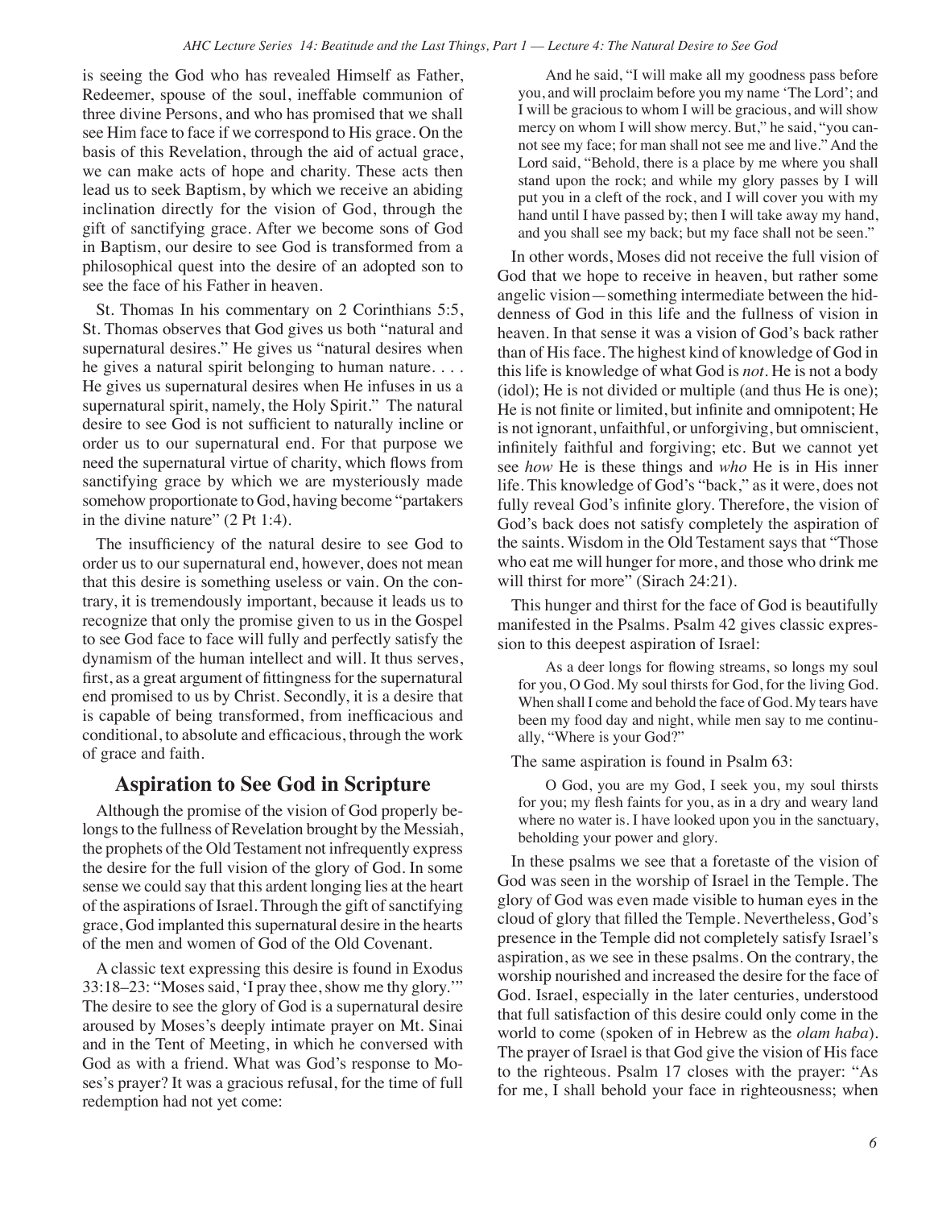is seeing the God who has revealed Himself as Father, Redeemer, spouse of the soul, ineffable communion of three divine Persons, and who has promised that we shall see Him face to face if we correspond to His grace. On the basis of this Revelation, through the aid of actual grace, we can make acts of hope and charity. These acts then lead us to seek Baptism, by which we receive an abiding inclination directly for the vision of God, through the gift of sanctifying grace. After we become sons of God in Baptism, our desire to see God is transformed from a philosophical quest into the desire of an adopted son to see the face of his Father in heaven.

St. Thomas In his commentary on 2 Corinthians 5:5, St. Thomas observes that God gives us both "natural and supernatural desires." He gives us "natural desires when he gives a natural spirit belonging to human nature. . . . He gives us supernatural desires when He infuses in us a supernatural spirit, namely, the Holy Spirit." The natural desire to see God is not sufficient to naturally incline or order us to our supernatural end. For that purpose we need the supernatural virtue of charity, which flows from sanctifying grace by which we are mysteriously made somehow proportionate to God, having become "partakers in the divine nature" (2 Pt 1:4).

The insufficiency of the natural desire to see God to order us to our supernatural end, however, does not mean that this desire is something useless or vain. On the contrary, it is tremendously important, because it leads us to recognize that only the promise given to us in the Gospel to see God face to face will fully and perfectly satisfy the dynamism of the human intellect and will. It thus serves, first, as a great argument of fittingness for the supernatural end promised to us by Christ. Secondly, it is a desire that is capable of being transformed, from inefficacious and conditional, to absolute and efficacious, through the work of grace and faith.

## Aspiration to See God in Scripture

Although the promise of the vision of God properly belongs to the fullness of Revelation brought by the Messiah, the prophets of the Old Testament not infrequently express the desire for the full vision of the glory of God. In some sense we could say that this ardent longing lies at the heart of the aspirations of Israel. Through the gift of sanctifying grace, God implanted this supernatural desire in the hearts of the men and women of God of the Old Covenant.

A classic text expressing this desire is found in Exodus 33:18–23: "Moses said, 'I pray thee, show me thy glory.'" The desire to see the glory of God is a supernatural desire aroused by Moses's deeply intimate prayer on Mt. Sinai and in the Tent of Meeting, in which he conversed with God as with a friend. What was God's response to Moses's prayer? It was a gracious refusal, for the time of full redemption had not yet come:

> And he said, "I will make all my goodness pass before you, and will proclaim before you my name 'The Lord'; and I will be gracious to whom I will be gracious, and will show mercy on whom I will show mercy. But," he said, "you cannot see my face; for man shall not see me and live." And the Lord said, "Behold, there is a place by me where you shall stand upon the rock; and while my glory passes by I will put you in a cleft of the rock, and I will cover you with my hand until I have passed by; then I will take away my hand, and you shall see my back; but my face shall not be seen."

In other words, Moses did not receive the full vision of God that we hope to receive in heaven, but rather some angelic vision—something intermediate between the hiddenness of God in this life and the fullness of vision in heaven. In that sense it was a vision of God's back rather than of His face. The highest kind of knowledge of God in this life is knowledge of what God is *not*. He is not a body (idol); He is not divided or multiple (and thus He is one); He is not finite or limited, but infinite and omnipotent; He is not ignorant, unfaithful, or unforgiving, but omniscient, infinitely faithful and forgiving; etc. But we cannot yet see *how* He is these things and *who* He is in His inner life. This knowledge of God's "back," as it were, does not fully reveal God's infinite glory. Therefore, the vision of God's back does not satisfy completely the aspiration of the saints. Wisdom in the Old Testament says that "Those who eat me will hunger for more, and those who drink me will thirst for more" (Sirach 24:21).

This hunger and thirst for the face of God is beautifully manifested in the Psalms. Psalm 42 gives classic expression to this deepest aspiration of Israel:

> As a deer longs for flowing streams, so longs my soul for you, O God. My soul thirsts for God, for the living God. When shall I come and behold the face of God. My tears have been my food day and night, while men say to me continually, "Where is your God?"

The same aspiration is found in Psalm 63:

> O God, you are my God, I seek you, my soul thirsts for you; my flesh faints for you, as in a dry and weary land where no water is. I have looked upon you in the sanctuary, beholding your power and glory.

In these psalms we see that a foretaste of the vision of God was seen in the worship of Israel in the Temple. The glory of God was even made visible to human eyes in the cloud of glory that filled the Temple. Nevertheless, God's presence in the Temple did not completely satisfy Israel's aspiration, as we see in these psalms. On the contrary, the worship nourished and increased the desire for the face of God. Israel, especially in the later centuries, understood that full satisfaction of this desire could only come in the world to come (spoken of in Hebrew as the *olam haba*). The prayer of Israel is that God give the vision of His face to the righteous. Psalm 17 closes with the prayer: "As for me, I shall behold your face in righteousness; when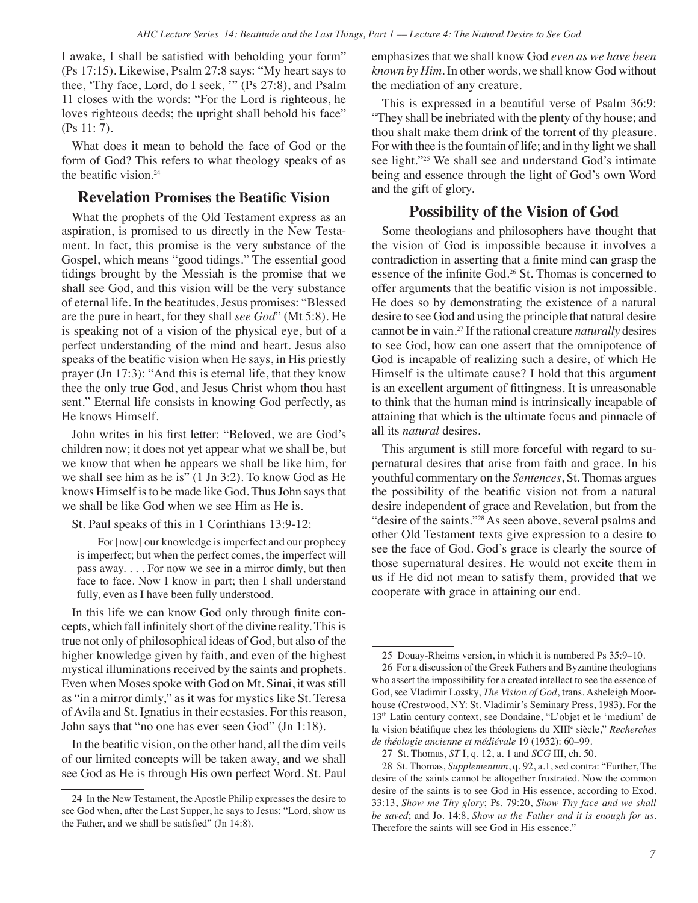I awake, I shall be satisfied with beholding your form" (Ps 17:15). Likewise, Psalm 27:8 says: "My heart says to thee, 'Thy face, Lord, do I seek, '" (Ps 27:8), and Psalm 11 closes with the words: "For the Lord is righteous, he loves righteous deeds; the upright shall behold his face" (Ps 11: 7).

What does it mean to behold the face of God or the form of God? This refers to what theology speaks of as the beatific vision.[24]

## Revelation Promises the Beatific Vision

What the prophets of the Old Testament express as an aspiration, is promised to us directly in the New Testament. In fact, this promise is the very substance of the Gospel, which means "good tidings." The essential good tidings brought by the Messiah is the promise that we shall see God, and this vision will be the very substance of eternal life. In the beatitudes, Jesus promises: "Blessed are the pure in heart, for they shall *see God*" (Mt 5:8). He is speaking not of a vision of the physical eye, but of a perfect understanding of the mind and heart. Jesus also speaks of the beatific vision when He says, in His priestly prayer (Jn 17:3): "And this is eternal life, that they know thee the only true God, and Jesus Christ whom thou hast sent." Eternal life consists in knowing God perfectly, as He knows Himself.

John writes in his first letter: "Beloved, we are God's children now; it does not yet appear what we shall be, but we know that when he appears we shall be like him, for we shall see him as he is" (1 Jn 3:2). To know God as He knows Himself is to be made like God. Thus John says that we shall be like God when we see Him as He is.

St. Paul speaks of this in 1 Corinthians 13:9-12:

> For [now] our knowledge is imperfect and our prophecy is imperfect; but when the perfect comes, the imperfect will pass away. . . . For now we see in a mirror dimly, but then face to face. Now I know in part; then I shall understand fully, even as I have been fully understood.

In this life we can know God only through finite concepts, which fall infinitely short of the divine reality. This is true not only of philosophical ideas of God, but also of the higher knowledge given by faith, and even of the highest mystical illuminations received by the saints and prophets. Even when Moses spoke with God on Mt. Sinai, it was still as "in a mirror dimly," as it was for mystics like St. Teresa of Avila and St. Ignatius in their ecstasies. For this reason, John says that "no one has ever seen God" (Jn 1:18).

In the beatific vision, on the other hand, all the dim veils of our limited concepts will be taken away, and we shall see God as He is through His own perfect Word. St. Paul emphasizes that we shall know God *even as we have been known by Him*. In other words, we shall know God without the mediation of any creature.

This is expressed in a beautiful verse of Psalm 36:9: "They shall be inebriated with the plenty of thy house; and thou shalt make them drink of the torrent of thy pleasure. For with thee is the fountain of life; and in thy light we shall see light."[25] We shall see and understand God's intimate being and essence through the light of God's own Word and the gift of glory.

## Possibility of the Vision of God

Some theologians and philosophers have thought that the vision of God is impossible because it involves a contradiction in asserting that a finite mind can grasp the essence of the infinite God.[26] St. Thomas is concerned to offer arguments that the beatific vision is not impossible. He does so by demonstrating the existence of a natural desire to see God and using the principle that natural desire cannot be in vain.[27] If the rational creature *naturally* desires to see God, how can one assert that the omnipotence of God is incapable of realizing such a desire, of which He Himself is the ultimate cause? I hold that this argument is an excellent argument of fittingness. It is unreasonable to think that the human mind is intrinsically incapable of attaining that which is the ultimate focus and pinnacle of all its *natural* desires.

This argument is still more forceful with regard to supernatural desires that arise from faith and grace. In his youthful commentary on the *Sentences*, St. Thomas argues the possibility of the beatific vision not from a natural desire independent of grace and Revelation, but from the "desire of the saints."[28] As seen above, several psalms and other Old Testament texts give expression to a desire to see the face of God. God's grace is clearly the source of those supernatural desires. He would not excite them in us if He did not mean to satisfy them, provided that we cooperate with grace in attaining our end.

---

24 In the New Testament, the Apostle Philip expresses the desire to see God when, after the Last Supper, he says to Jesus: "Lord, show us the Father, and we shall be satisfied" (Jn 14:8).

25 Douay-Rheims version, in which it is numbered Ps 35:9–10.

26 For a discussion of the Greek Fathers and Byzantine theologians who assert the impossibility for a created intellect to see the essence of God, see Vladimir Lossky, *The Vision of God*, trans. Asheleigh Moorhouse (Crestwood, NY: St. Vladimir's Seminary Press, 1983). For the 13th Latin century context, see Dondaine, "L'objet et le 'medium' de la vision béatifique chez les théologiens du XIIIe siècle," *Recherches de théologie ancienne et médiévale* 19 (1952): 60–99.

27 St. Thomas, *ST* I, q. 12, a. 1 and *SCG* III, ch. 50.

28 St. Thomas, *Supplementum*, q. 92, a.1, sed contra: "Further, The desire of the saints cannot be altogether frustrated. Now the common desire of the saints is to see God in His essence, according to Exod. 33:13, *Show me Thy glory*; Ps. 79:20, *Show Thy face and we shall be saved*; and Jo. 14:8, *Show us the Father and it is enough for us*. Therefore the saints will see God in His essence."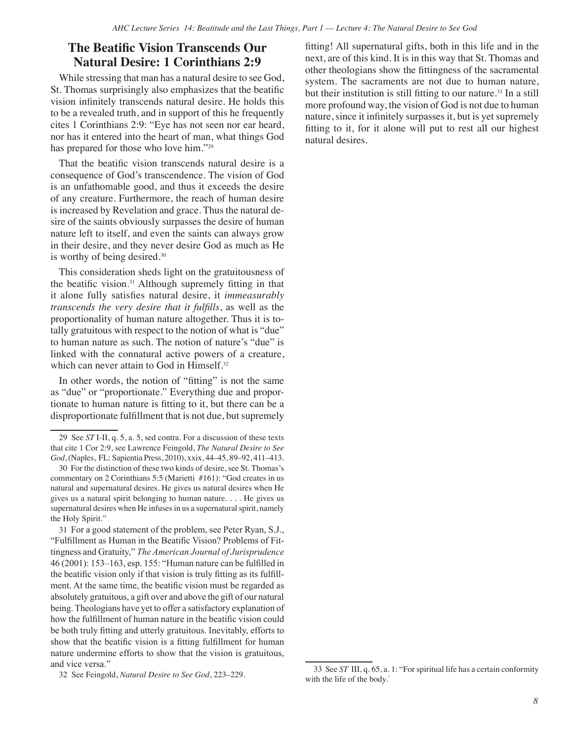## The Beatific Vision Transcends Our Natural Desire: 1 Corinthians 2:9

While stressing that man has a natural desire to see God, St. Thomas surprisingly also emphasizes that the beatific vision infinitely transcends natural desire. He holds this to be a revealed truth, and in support of this he frequently cites 1 Corinthians 2:9: "Eye has not seen nor ear heard, nor has it entered into the heart of man, what things God has prepared for those who love him."[29]

That the beatific vision transcends natural desire is a consequence of God's transcendence. The vision of God is an unfathomable good, and thus it exceeds the desire of any creature. Furthermore, the reach of human desire is increased by Revelation and grace. Thus the natural desire of the saints obviously surpasses the desire of human nature left to itself, and even the saints can always grow in their desire, and they never desire God as much as He is worthy of being desired.[30]

This consideration sheds light on the gratuitousness of the beatific vision.[31] Although supremely fitting in that it alone fully satisfies natural desire, it *immeasurably transcends the very desire that it fulfills*, as well as the proportionality of human nature altogether. Thus it is totally gratuitous with respect to the notion of what is "due" to human nature as such. The notion of nature's "due" is linked with the connatural active powers of a creature, which can never attain to God in Himself.[32]

In other words, the notion of "fitting" is not the same as "due" or "proportionate." Everything due and proportionate to human nature is fitting to it, but there can be a disproportionate fulfillment that is not due, but supremely fitting! All supernatural gifts, both in this life and in the next, are of this kind. It is in this way that St. Thomas and other theologians show the fittingness of the sacramental system. The sacraments are not due to human nature, but their institution is still fitting to our nature.[33] In a still more profound way, the vision of God is not due to human nature, since it infinitely surpasses it, but is yet supremely fitting to it, for it alone will put to rest all our highest natural desires.

---

29 See *ST* I-II, q. 5, a. 5, sed contra. For a discussion of these texts that cite 1 Cor 2:9, see Lawrence Feingold, *The Natural Desire to See God*, (Naples, FL: Sapientia Press, 2010), xxix, 44–45, 89–92, 411–413.

30 For the distinction of these two kinds of desire, see St. Thomas's commentary on 2 Corinthians 5:5 (Marietti #161): "God creates in us natural and supernatural desires. He gives us natural desires when He gives us a natural spirit belonging to human nature. . . . He gives us supernatural desires when He infuses in us a supernatural spirit, namely the Holy Spirit."

31 For a good statement of the problem, see Peter Ryan, S.J., "Fulfillment as Human in the Beatific Vision? Problems of Fittingness and Gratuity," *The American Journal of Jurisprudence* 46 (2001): 153–163, esp. 155: "Human nature can be fulfilled in the beatific vision only if that vision is truly fitting as its fulfillment. At the same time, the beatific vision must be regarded as absolutely gratuitous, a gift over and above the gift of our natural being. Theologians have yet to offer a satisfactory explanation of how the fulfillment of human nature in the beatific vision could be both truly fitting and utterly gratuitous. Inevitably, efforts to show that the beatific vision is a fitting fulfillment for human nature undermine efforts to show that the vision is gratuitous, and vice versa."

32 See Feingold, *Natural Desire to See God*, 223–229.

33 See *ST* III, q. 65, a. 1: "For spiritual life has a certain conformity with the life of the body."